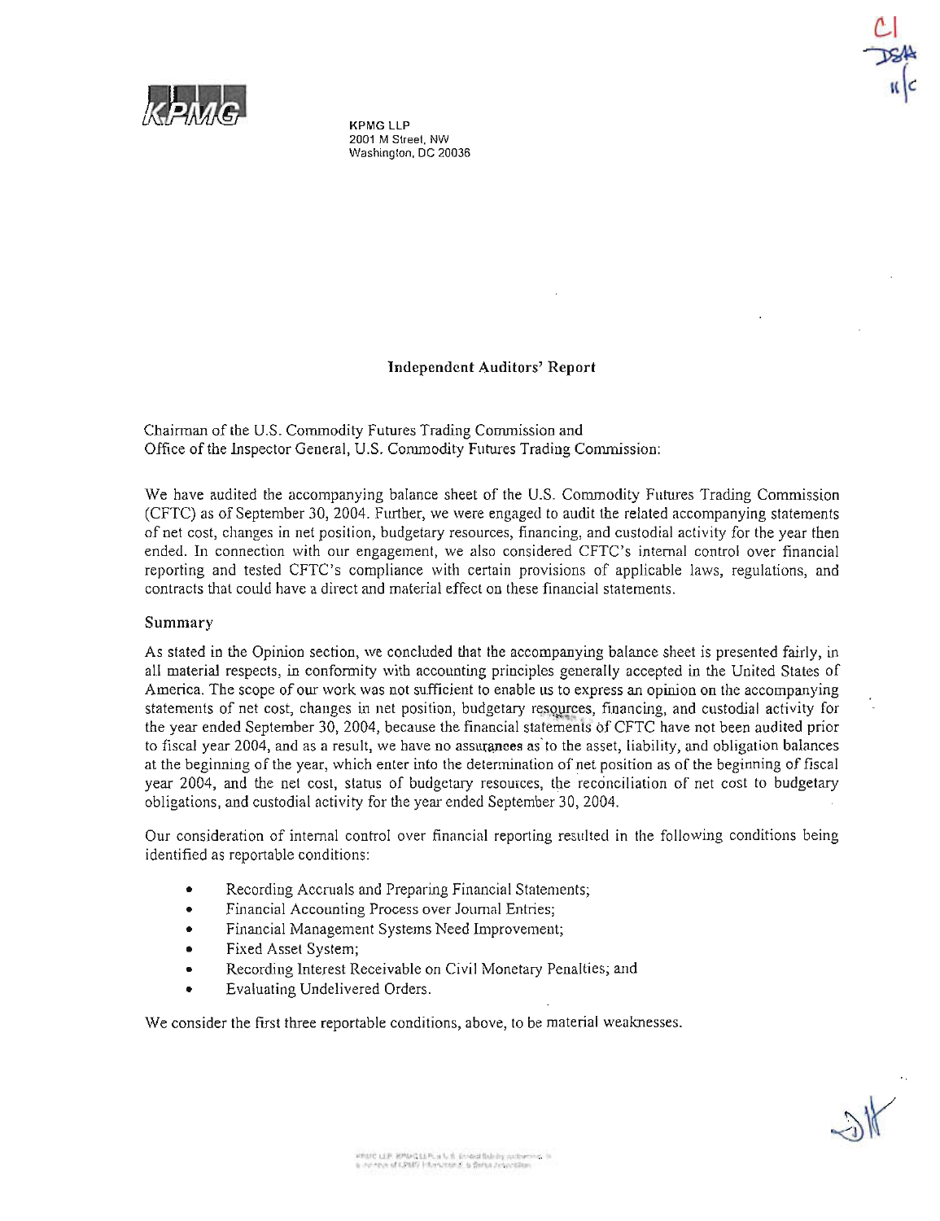KPMG LLP
2001 M Street, NW
Washington, DC 20036

## Independent Auditors' Report

Chairman of the U.S. Commodity Futures Trading Commission and
Office of the Inspector General, U.S. Commodity Futures Trading Commission:

We have audited the accompanying balance sheet of the U.S. Commodity Futures Trading Commission (CFTC) as of September 30, 2004. Further, we were engaged to audit the related accompanying statements of net cost, changes in net position, budgetary resources, financing, and custodial activity for the year then ended. In connection with our engagement, we also considered CFTC's internal control over financial reporting and tested CFTC's compliance with certain provisions of applicable laws, regulations, and contracts that could have a direct and material effect on these financial statements.

### Summary

As stated in the Opinion section, we concluded that the accompanying balance sheet is presented fairly, in all material respects, in conformity with accounting principles generally accepted in the United States of America. The scope of our work was not sufficient to enable us to express an opinion on the accompanying statements of net cost, changes in net position, budgetary resources, financing, and custodial activity for the year ended September 30, 2004, because the financial statements of CFTC have not been audited prior to fiscal year 2004, and as a result, we have no assurances as to the asset, liability, and obligation balances at the beginning of the year, which enter into the determination of net position as of the beginning of fiscal year 2004, and the net cost, status of budgetary resources, the reconciliation of net cost to budgetary obligations, and custodial activity for the year ended September 30, 2004.

Our consideration of internal control over financial reporting resulted in the following conditions being identified as reportable conditions:

- Recording Accruals and Preparing Financial Statements;
- Financial Accounting Process over Journal Entries;
- Financial Management Systems Need Improvement;
- Fixed Asset System;
- Recording Interest Receivable on Civil Monetary Penalties; and
- Evaluating Undelivered Orders.

We consider the first three reportable conditions, above, to be material weaknesses.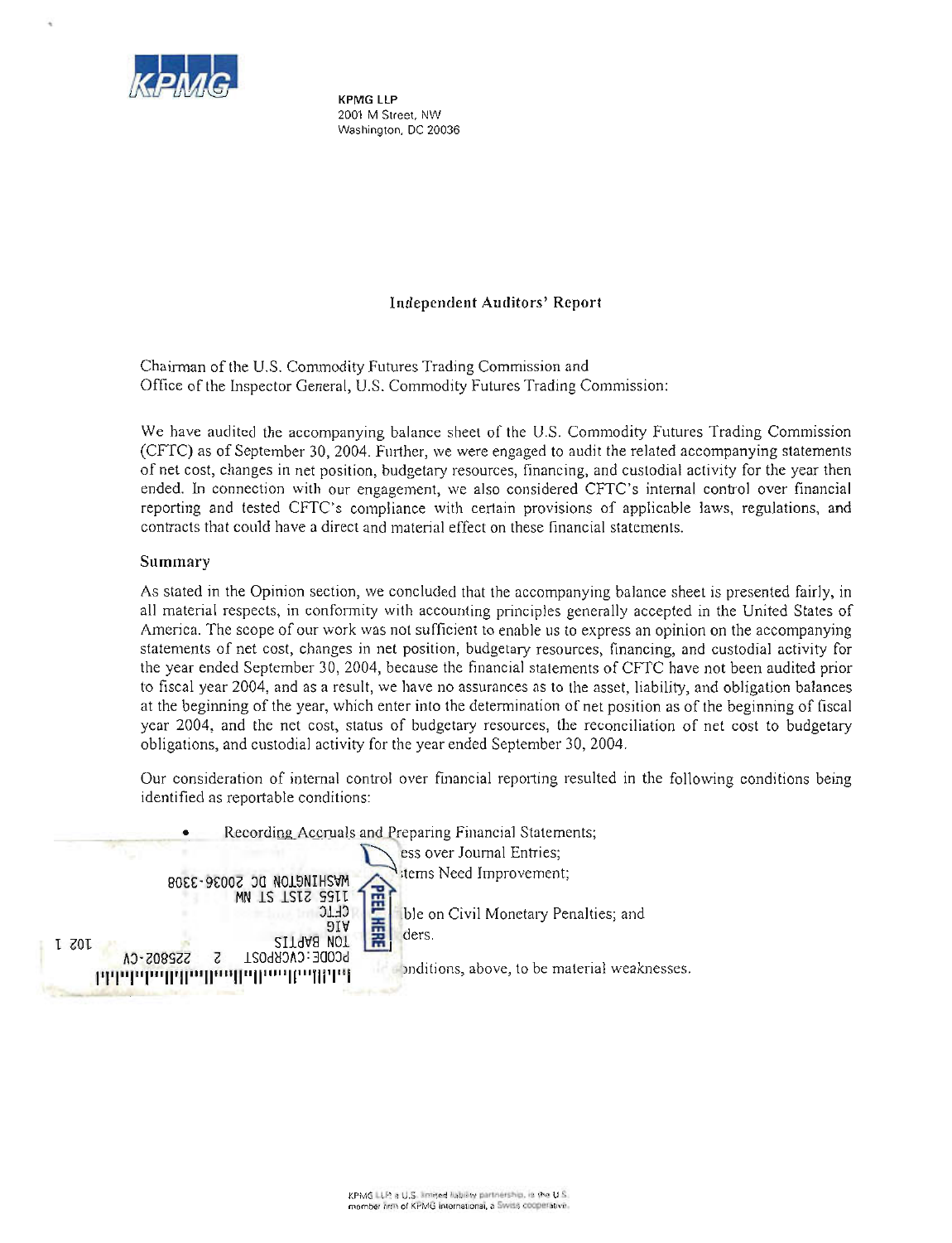KPMG LLP
2001 M Street, NW
Washington, DC 20036

## Independent Auditors' Report

Chairman of the U.S. Commodity Futures Trading Commission and
Office of the Inspector General, U.S. Commodity Futures Trading Commission:

We have audited the accompanying balance sheet of the U.S. Commodity Futures Trading Commission (CFTC) as of September 30, 2004. Further, we were engaged to audit the related accompanying statements of net cost, changes in net position, budgetary resources, financing, and custodial activity for the year then ended. In connection with our engagement, we also considered CFTC's internal control over financial reporting and tested CFTC's compliance with certain provisions of applicable laws, regulations, and contracts that could have a direct and material effect on these financial statements.

### Summary

As stated in the Opinion section, we concluded that the accompanying balance sheet is presented fairly, in all material respects, in conformity with accounting principles generally accepted in the United States of America. The scope of our work was not sufficient to enable us to express an opinion on the accompanying statements of net cost, changes in net position, budgetary resources, financing, and custodial activity for the year ended September 30, 2004, because the financial statements of CFTC have not been audited prior to fiscal year 2004, and as a result, we have no assurances as to the asset, liability, and obligation balances at the beginning of the year, which enter into the determination of net position as of the beginning of fiscal year 2004, and the net cost, status of budgetary resources, the reconciliation of net cost to budgetary obligations, and custodial activity for the year ended September 30, 2004.

Our consideration of internal control over financial reporting resulted in the following conditions being identified as reportable conditions:

- Recording Accruals and Preparing Financial Statements;
- ess over Journal Entries;
- tems Need Improvement;
- ble on Civil Monetary Penalties; and
- ders.

onditions, above, to be material weaknesses.

KPMG LLP, a U.S. limited liability partnership, is the U.S. member firm of KPMG International, a Swiss cooperative.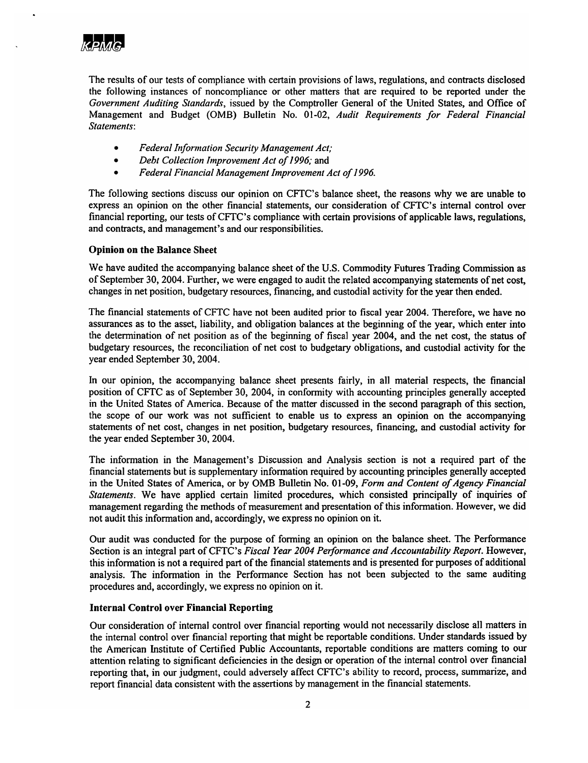The results of our tests of compliance with certain provisions of laws, regulations, and contracts disclosed the following instances of noncompliance or other matters that are required to be reported under the *Government Auditing Standards*, issued by the Comptroller General of the United States, and Office of Management and Budget (OMB) Bulletin No. 01-02, *Audit Requirements for Federal Financial Statements*:

- *Federal Information Security Management Act;*
- *Debt Collection Improvement Act of 1996;* and
- *Federal Financial Management Improvement Act of 1996.*

The following sections discuss our opinion on CFTC's balance sheet, the reasons why we are unable to express an opinion on the other financial statements, our consideration of CFTC's internal control over financial reporting, our tests of CFTC's compliance with certain provisions of applicable laws, regulations, and contracts, and management's and our responsibilities.

**Opinion on the Balance Sheet**

We have audited the accompanying balance sheet of the U.S. Commodity Futures Trading Commission as of September 30, 2004. Further, we were engaged to audit the related accompanying statements of net cost, changes in net position, budgetary resources, financing, and custodial activity for the year then ended.

The financial statements of CFTC have not been audited prior to fiscal year 2004. Therefore, we have no assurances as to the asset, liability, and obligation balances at the beginning of the year, which enter into the determination of net position as of the beginning of fiscal year 2004, and the net cost, the status of budgetary resources, the reconciliation of net cost to budgetary obligations, and custodial activity for the year ended September 30, 2004.

In our opinion, the accompanying balance sheet presents fairly, in all material respects, the financial position of CFTC as of September 30, 2004, in conformity with accounting principles generally accepted in the United States of America. Because of the matter discussed in the second paragraph of this section, the scope of our work was not sufficient to enable us to express an opinion on the accompanying statements of net cost, changes in net position, budgetary resources, financing, and custodial activity for the year ended September 30, 2004.

The information in the Management's Discussion and Analysis section is not a required part of the financial statements but is supplementary information required by accounting principles generally accepted in the United States of America, or by OMB Bulletin No. 01-09, *Form and Content of Agency Financial Statements*. We have applied certain limited procedures, which consisted principally of inquiries of management regarding the methods of measurement and presentation of this information. However, we did not audit this information and, accordingly, we express no opinion on it.

Our audit was conducted for the purpose of forming an opinion on the balance sheet. The Performance Section is an integral part of CFTC's *Fiscal Year 2004 Performance and Accountability Report*. However, this information is not a required part of the financial statements and is presented for purposes of additional analysis. The information in the Performance Section has not been subjected to the same auditing procedures and, accordingly, we express no opinion on it.

**Internal Control over Financial Reporting**

Our consideration of internal control over financial reporting would not necessarily disclose all matters in the internal control over financial reporting that might be reportable conditions. Under standards issued by the American Institute of Certified Public Accountants, reportable conditions are matters coming to our attention relating to significant deficiencies in the design or operation of the internal control over financial reporting that, in our judgment, could adversely affect CFTC's ability to record, process, summarize, and report financial data consistent with the assertions by management in the financial statements.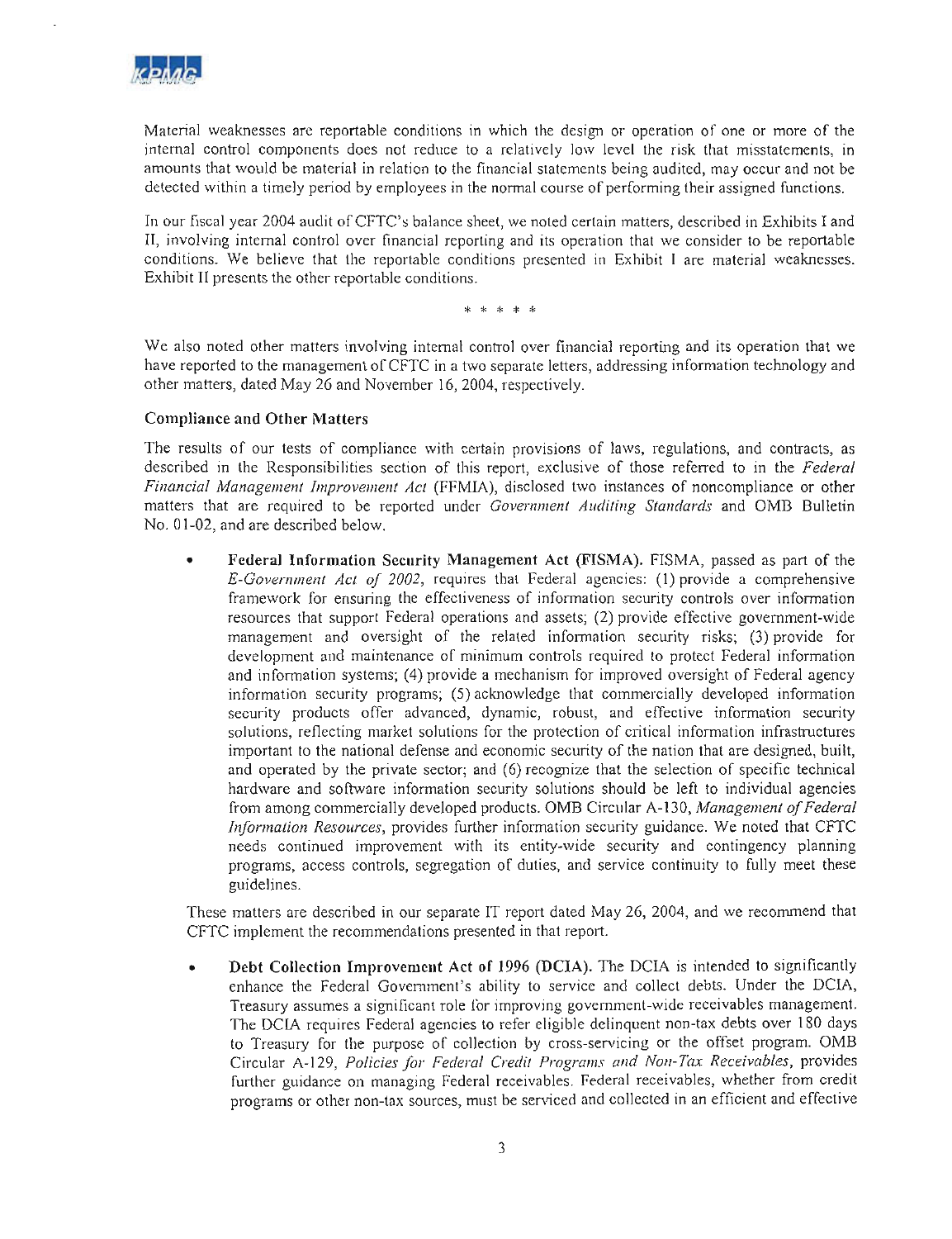Material weaknesses are reportable conditions in which the design or operation of one or more of the internal control components does not reduce to a relatively low level the risk that misstatements, in amounts that would be material in relation to the financial statements being audited, may occur and not be detected within a timely period by employees in the normal course of performing their assigned functions.

In our fiscal year 2004 audit of CFTC's balance sheet, we noted certain matters, described in Exhibits I and II, involving internal control over financial reporting and its operation that we consider to be reportable conditions. We believe that the reportable conditions presented in Exhibit I are material weaknesses. Exhibit II presents the other reportable conditions.

\* \* \* \* \*

We also noted other matters involving internal control over financial reporting and its operation that we have reported to the management of CFTC in a two separate letters, addressing information technology and other matters, dated May 26 and November 16, 2004, respectively.

**Compliance and Other Matters**

The results of our tests of compliance with certain provisions of laws, regulations, and contracts, as described in the Responsibilities section of this report, exclusive of those referred to in the *Federal Financial Management Improvement Act* (FFMIA), disclosed two instances of noncompliance or other matters that are required to be reported under *Government Auditing Standards* and OMB Bulletin No. 01-02, and are described below.

- **Federal Information Security Management Act (FISMA).** FISMA, passed as part of the *E-Government Act of 2002*, requires that Federal agencies: (1) provide a comprehensive framework for ensuring the effectiveness of information security controls over information resources that support Federal operations and assets; (2) provide effective government-wide management and oversight of the related information security risks; (3) provide for development and maintenance of minimum controls required to protect Federal information and information systems; (4) provide a mechanism for improved oversight of Federal agency information security programs; (5) acknowledge that commercially developed information security products offer advanced, dynamic, robust, and effective information security solutions, reflecting market solutions for the protection of critical information infrastructures important to the national defense and economic security of the nation that are designed, built, and operated by the private sector; and (6) recognize that the selection of specific technical hardware and software information security solutions should be left to individual agencies from among commercially developed products. OMB Circular A-130, *Management of Federal Information Resources*, provides further information security guidance. We noted that CFTC needs continued improvement with its entity-wide security and contingency planning programs, access controls, segregation of duties, and service continuity to fully meet these guidelines.

These matters are described in our separate IT report dated May 26, 2004, and we recommend that CFTC implement the recommendations presented in that report.

- **Debt Collection Improvement Act of 1996 (DCIA).** The DCIA is intended to significantly enhance the Federal Government's ability to service and collect debts. Under the DCIA, Treasury assumes a significant role for improving government-wide receivables management. The DCIA requires Federal agencies to refer eligible delinquent non-tax debts over 180 days to Treasury for the purpose of collection by cross-servicing or the offset program. OMB Circular A-129, *Policies for Federal Credit Programs and Non-Tax Receivables*, provides further guidance on managing Federal receivables. Federal receivables, whether from credit programs or other non-tax sources, must be serviced and collected in an efficient and effective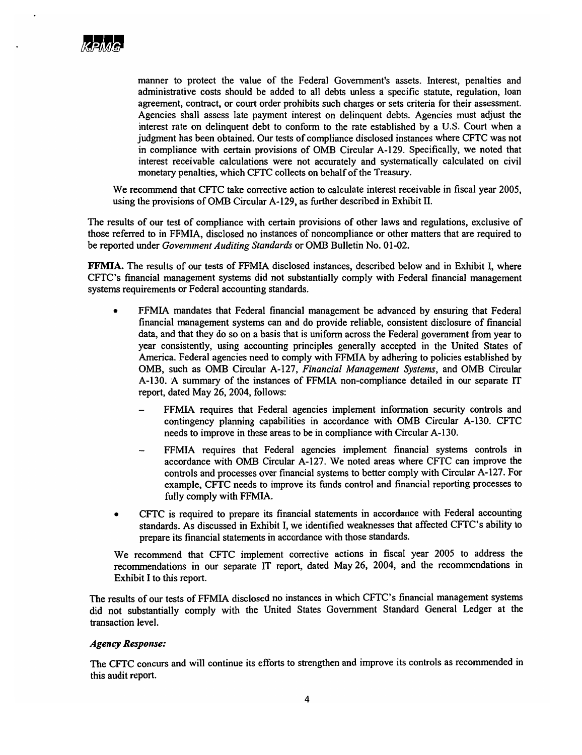manner to protect the value of the Federal Government's assets. Interest, penalties and administrative costs should be added to all debts unless a specific statute, regulation, loan agreement, contract, or court order prohibits such charges or sets criteria for their assessment. Agencies shall assess late payment interest on delinquent debts. Agencies must adjust the interest rate on delinquent debt to conform to the rate established by a U.S. Court when a judgment has been obtained. Our tests of compliance disclosed instances where CFTC was not in compliance with certain provisions of OMB Circular A-129. Specifically, we noted that interest receivable calculations were not accurately and systematically calculated on civil monetary penalties, which CFTC collects on behalf of the Treasury.

We recommend that CFTC take corrective action to calculate interest receivable in fiscal year 2005, using the provisions of OMB Circular A-129, as further described in Exhibit II.

The results of our test of compliance with certain provisions of other laws and regulations, exclusive of those referred to in FFMIA, disclosed no instances of noncompliance or other matters that are required to be reported under *Government Auditing Standards* or OMB Bulletin No. 01-02.

**FFMIA.** The results of our tests of FFMIA disclosed instances, described below and in Exhibit I, where CFTC's financial management systems did not substantially comply with Federal financial management systems requirements or Federal accounting standards.

- FFMIA mandates that Federal financial management be advanced by ensuring that Federal financial management systems can and do provide reliable, consistent disclosure of financial data, and that they do so on a basis that is uniform across the Federal government from year to year consistently, using accounting principles generally accepted in the United States of America. Federal agencies need to comply with FFMIA by adhering to policies established by OMB, such as OMB Circular A-127, *Financial Management Systems*, and OMB Circular A-130. A summary of the instances of FFMIA non-compliance detailed in our separate IT report, dated May 26, 2004, follows:
  - FFMIA requires that Federal agencies implement information security controls and contingency planning capabilities in accordance with OMB Circular A-130. CFTC needs to improve in these areas to be in compliance with Circular A-130.
  - FFMIA requires that Federal agencies implement financial systems controls in accordance with OMB Circular A-127. We noted areas where CFTC can improve the controls and processes over financial systems to better comply with Circular A-127. For example, CFTC needs to improve its funds control and financial reporting processes to fully comply with FFMIA.
- CFTC is required to prepare its financial statements in accordance with Federal accounting standards. As discussed in Exhibit I, we identified weaknesses that affected CFTC's ability to prepare its financial statements in accordance with those standards.

We recommend that CFTC implement corrective actions in fiscal year 2005 to address the recommendations in our separate IT report, dated May 26, 2004, and the recommendations in Exhibit I to this report.

The results of our tests of FFMIA disclosed no instances in which CFTC's financial management systems did not substantially comply with the United States Government Standard General Ledger at the transaction level.

***Agency Response:***

The CFTC concurs and will continue its efforts to strengthen and improve its controls as recommended in this audit report.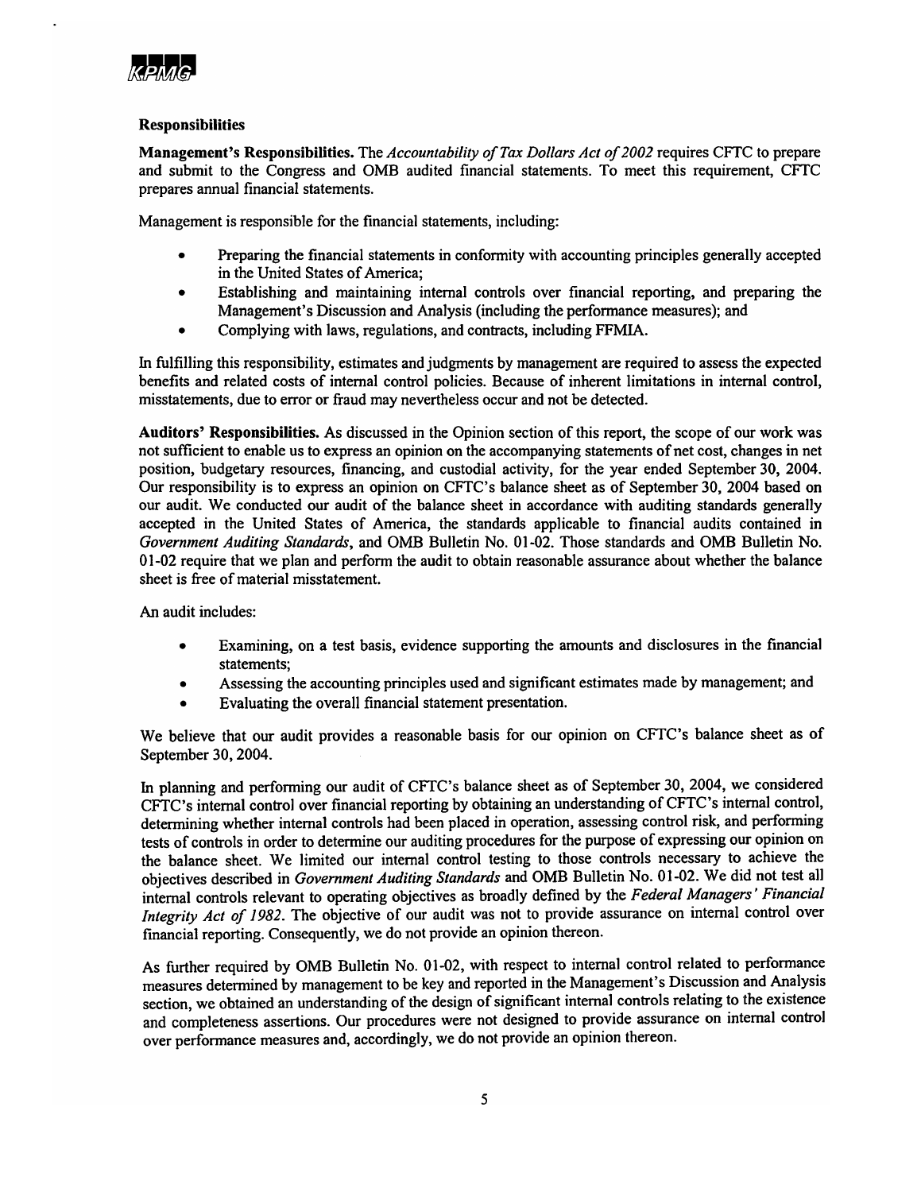### Responsibilities

**Management's Responsibilities.** The *Accountability of Tax Dollars Act of 2002* requires CFTC to prepare and submit to the Congress and OMB audited financial statements. To meet this requirement, CFTC prepares annual financial statements.

Management is responsible for the financial statements, including:

- Preparing the financial statements in conformity with accounting principles generally accepted in the United States of America;
- Establishing and maintaining internal controls over financial reporting, and preparing the Management's Discussion and Analysis (including the performance measures); and
- Complying with laws, regulations, and contracts, including FFMIA.

In fulfilling this responsibility, estimates and judgments by management are required to assess the expected benefits and related costs of internal control policies. Because of inherent limitations in internal control, misstatements, due to error or fraud may nevertheless occur and not be detected.

**Auditors' Responsibilities.** As discussed in the Opinion section of this report, the scope of our work was not sufficient to enable us to express an opinion on the accompanying statements of net cost, changes in net position, budgetary resources, financing, and custodial activity, for the year ended September 30, 2004. Our responsibility is to express an opinion on CFTC's balance sheet as of September 30, 2004 based on our audit. We conducted our audit of the balance sheet in accordance with auditing standards generally accepted in the United States of America, the standards applicable to financial audits contained in *Government Auditing Standards*, and OMB Bulletin No. 01-02. Those standards and OMB Bulletin No. 01-02 require that we plan and perform the audit to obtain reasonable assurance about whether the balance sheet is free of material misstatement.

An audit includes:

- Examining, on a test basis, evidence supporting the amounts and disclosures in the financial statements;
- Assessing the accounting principles used and significant estimates made by management; and
- Evaluating the overall financial statement presentation.

We believe that our audit provides a reasonable basis for our opinion on CFTC's balance sheet as of September 30, 2004.

In planning and performing our audit of CFTC's balance sheet as of September 30, 2004, we considered CFTC's internal control over financial reporting by obtaining an understanding of CFTC's internal control, determining whether internal controls had been placed in operation, assessing control risk, and performing tests of controls in order to determine our auditing procedures for the purpose of expressing our opinion on the balance sheet. We limited our internal control testing to those controls necessary to achieve the objectives described in *Government Auditing Standards* and OMB Bulletin No. 01-02. We did not test all internal controls relevant to operating objectives as broadly defined by the *Federal Managers' Financial Integrity Act of 1982*. The objective of our audit was not to provide assurance on internal control over financial reporting. Consequently, we do not provide an opinion thereon.

As further required by OMB Bulletin No. 01-02, with respect to internal control related to performance measures determined by management to be key and reported in the Management's Discussion and Analysis section, we obtained an understanding of the design of significant internal controls relating to the existence and completeness assertions. Our procedures were not designed to provide assurance on internal control over performance measures and, accordingly, we do not provide an opinion thereon.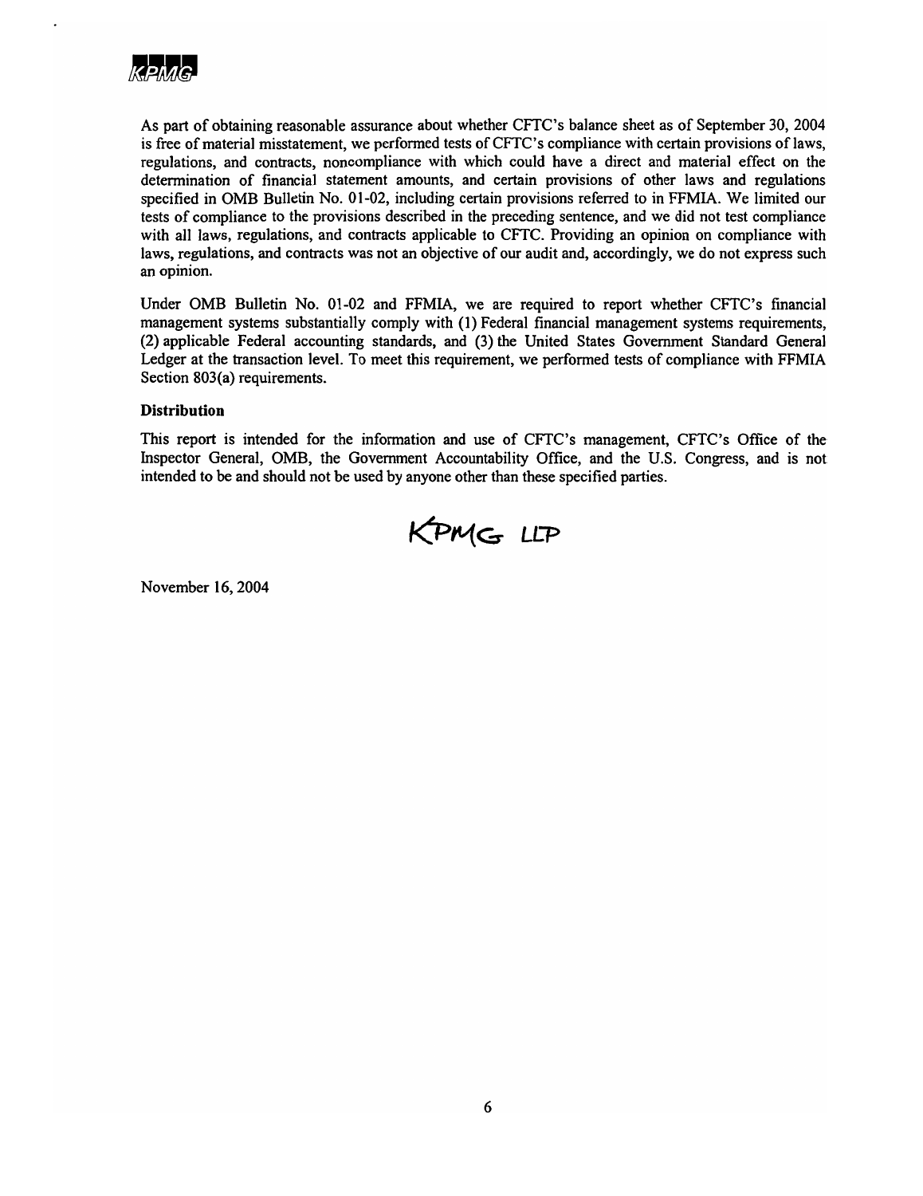As part of obtaining reasonable assurance about whether CFTC's balance sheet as of September 30, 2004 is free of material misstatement, we performed tests of CFTC's compliance with certain provisions of laws, regulations, and contracts, noncompliance with which could have a direct and material effect on the determination of financial statement amounts, and certain provisions of other laws and regulations specified in OMB Bulletin No. 01-02, including certain provisions referred to in FFMIA. We limited our tests of compliance to the provisions described in the preceding sentence, and we did not test compliance with all laws, regulations, and contracts applicable to CFTC. Providing an opinion on compliance with laws, regulations, and contracts was not an objective of our audit and, accordingly, we do not express such an opinion.

Under OMB Bulletin No. 01-02 and FFMIA, we are required to report whether CFTC's financial management systems substantially comply with (1) Federal financial management systems requirements, (2) applicable Federal accounting standards, and (3) the United States Government Standard General Ledger at the transaction level. To meet this requirement, we performed tests of compliance with FFMIA Section 803(a) requirements.

**Distribution**

This report is intended for the information and use of CFTC's management, CFTC's Office of the Inspector General, OMB, the Government Accountability Office, and the U.S. Congress, and is not intended to be and should not be used by anyone other than these specified parties.

KPMG LLP

November 16, 2004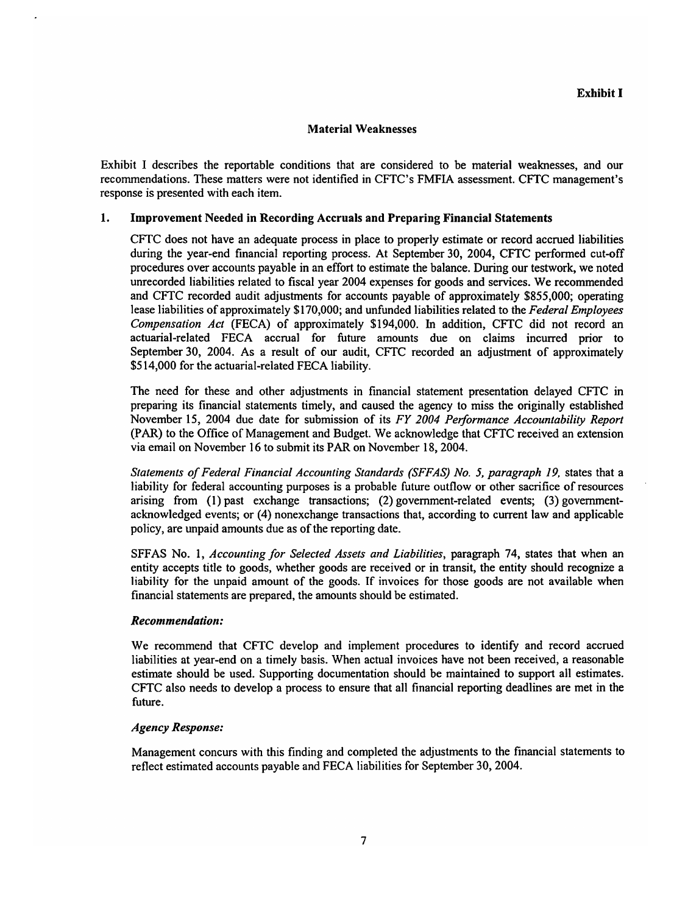**Exhibit I**

## Material Weaknesses

Exhibit I describes the reportable conditions that are considered to be material weaknesses, and our recommendations. These matters were not identified in CFTC's FMFIA assessment. CFTC management's response is presented with each item.

### 1. Improvement Needed in Recording Accruals and Preparing Financial Statements

CFTC does not have an adequate process in place to properly estimate or record accrued liabilities during the year-end financial reporting process. At September 30, 2004, CFTC performed cut-off procedures over accounts payable in an effort to estimate the balance. During our testwork, we noted unrecorded liabilities related to fiscal year 2004 expenses for goods and services. We recommended and CFTC recorded audit adjustments for accounts payable of approximately $855,000; operating lease liabilities of approximately $170,000; and unfunded liabilities related to the *Federal Employees Compensation Act* (FECA) of approximately $194,000. In addition, CFTC did not record an actuarial-related FECA accrual for future amounts due on claims incurred prior to September 30, 2004. As a result of our audit, CFTC recorded an adjustment of approximately $514,000 for the actuarial-related FECA liability.

The need for these and other adjustments in financial statement presentation delayed CFTC in preparing its financial statements timely, and caused the agency to miss the originally established November 15, 2004 due date for submission of its *FY 2004 Performance Accountability Report* (PAR) to the Office of Management and Budget. We acknowledge that CFTC received an extension via email on November 16 to submit its PAR on November 18, 2004.

*Statements of Federal Financial Accounting Standards (SFFAS) No. 5, paragraph 19,* states that a liability for federal accounting purposes is a probable future outflow or other sacrifice of resources arising from (1) past exchange transactions; (2) government-related events; (3) government-acknowledged events; or (4) nonexchange transactions that, according to current law and applicable policy, are unpaid amounts due as of the reporting date.

SFFAS No. 1, *Accounting for Selected Assets and Liabilities*, paragraph 74, states that when an entity accepts title to goods, whether goods are received or in transit, the entity should recognize a liability for the unpaid amount of the goods. If invoices for those goods are not available when financial statements are prepared, the amounts should be estimated.

***Recommendation:***

We recommend that CFTC develop and implement procedures to identify and record accrued liabilities at year-end on a timely basis. When actual invoices have not been received, a reasonable estimate should be used. Supporting documentation should be maintained to support all estimates. CFTC also needs to develop a process to ensure that all financial reporting deadlines are met in the future.

***Agency Response:***

Management concurs with this finding and completed the adjustments to the financial statements to reflect estimated accounts payable and FECA liabilities for September 30, 2004.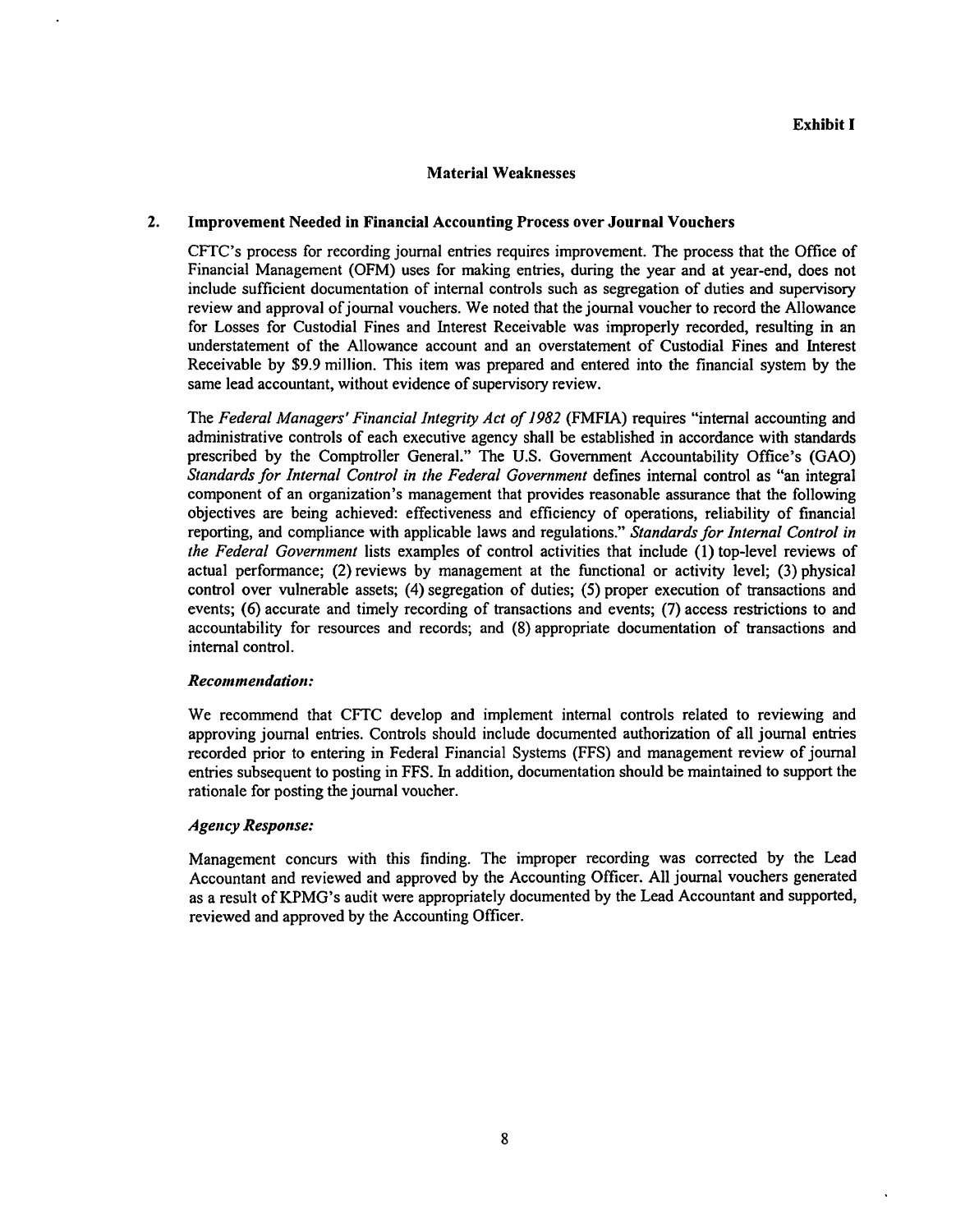**Exhibit I**

## Material Weaknesses

### 2. Improvement Needed in Financial Accounting Process over Journal Vouchers

CFTC's process for recording journal entries requires improvement. The process that the Office of Financial Management (OFM) uses for making entries, during the year and at year-end, does not include sufficient documentation of internal controls such as segregation of duties and supervisory review and approval of journal vouchers. We noted that the journal voucher to record the Allowance for Losses for Custodial Fines and Interest Receivable was improperly recorded, resulting in an understatement of the Allowance account and an overstatement of Custodial Fines and Interest Receivable by $9.9 million. This item was prepared and entered into the financial system by the same lead accountant, without evidence of supervisory review.

The *Federal Managers' Financial Integrity Act of 1982* (FMFIA) requires "internal accounting and administrative controls of each executive agency shall be established in accordance with standards prescribed by the Comptroller General." The U.S. Government Accountability Office's (GAO) *Standards for Internal Control in the Federal Government* defines internal control as "an integral component of an organization's management that provides reasonable assurance that the following objectives are being achieved: effectiveness and efficiency of operations, reliability of financial reporting, and compliance with applicable laws and regulations." *Standards for Internal Control in the Federal Government* lists examples of control activities that include (1) top-level reviews of actual performance; (2) reviews by management at the functional or activity level; (3) physical control over vulnerable assets; (4) segregation of duties; (5) proper execution of transactions and events; (6) accurate and timely recording of transactions and events; (7) access restrictions to and accountability for resources and records; and (8) appropriate documentation of transactions and internal control.

#### *Recommendation:*

We recommend that CFTC develop and implement internal controls related to reviewing and approving journal entries. Controls should include documented authorization of all journal entries recorded prior to entering in Federal Financial Systems (FFS) and management review of journal entries subsequent to posting in FFS. In addition, documentation should be maintained to support the rationale for posting the journal voucher.

#### *Agency Response:*

Management concurs with this finding. The improper recording was corrected by the Lead Accountant and reviewed and approved by the Accounting Officer. All journal vouchers generated as a result of KPMG's audit were appropriately documented by the Lead Accountant and supported, reviewed and approved by the Accounting Officer.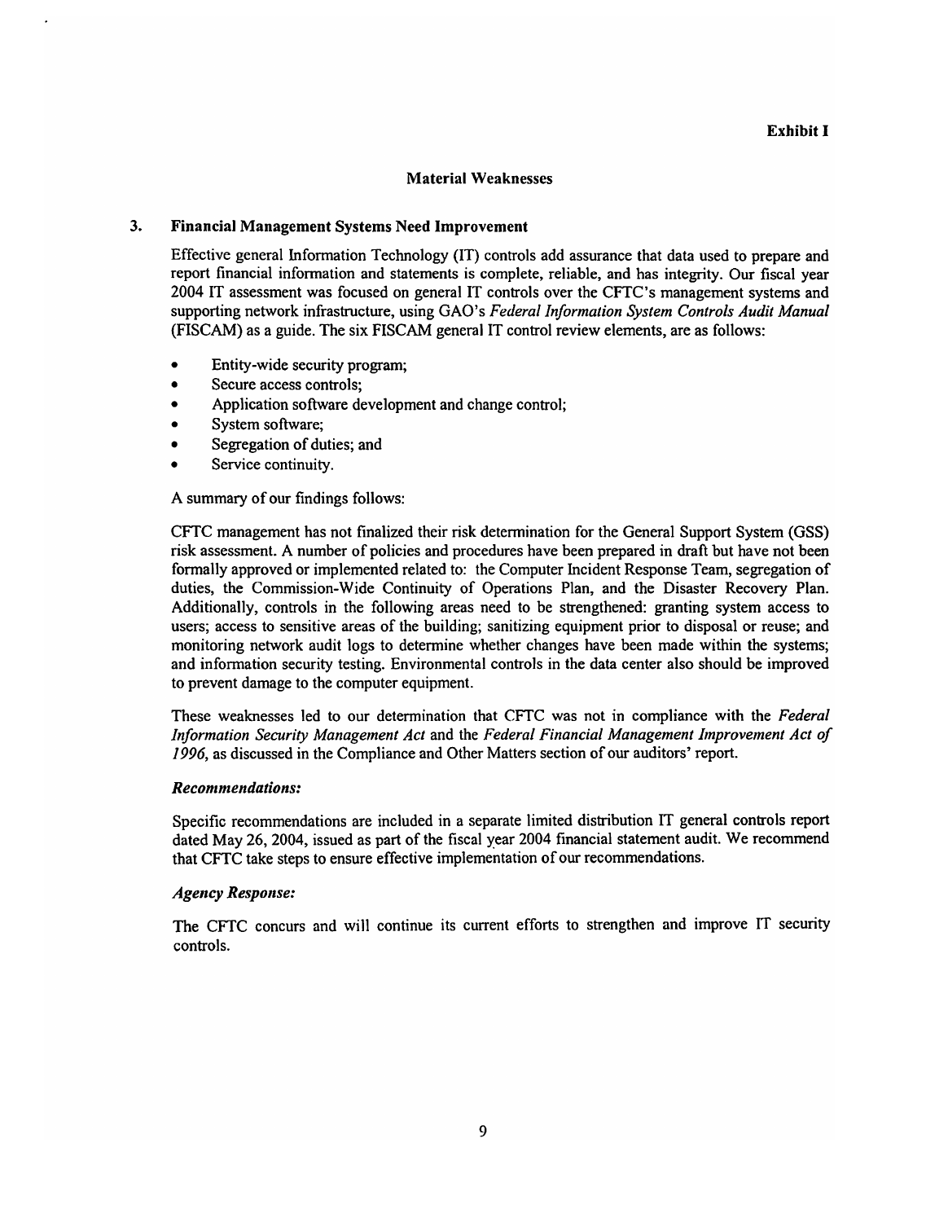**Exhibit I**

## Material Weaknesses

### 3. Financial Management Systems Need Improvement

Effective general Information Technology (IT) controls add assurance that data used to prepare and report financial information and statements is complete, reliable, and has integrity. Our fiscal year 2004 IT assessment was focused on general IT controls over the CFTC's management systems and supporting network infrastructure, using GAO's *Federal Information System Controls Audit Manual* (FISCAM) as a guide. The six FISCAM general IT control review elements, are as follows:

- Entity-wide security program;
- Secure access controls;
- Application software development and change control;
- System software;
- Segregation of duties; and
- Service continuity.

A summary of our findings follows:

CFTC management has not finalized their risk determination for the General Support System (GSS) risk assessment. A number of policies and procedures have been prepared in draft but have not been formally approved or implemented related to: the Computer Incident Response Team, segregation of duties, the Commission-Wide Continuity of Operations Plan, and the Disaster Recovery Plan. Additionally, controls in the following areas need to be strengthened: granting system access to users; access to sensitive areas of the building; sanitizing equipment prior to disposal or reuse; and monitoring network audit logs to determine whether changes have been made within the systems; and information security testing. Environmental controls in the data center also should be improved to prevent damage to the computer equipment.

These weaknesses led to our determination that CFTC was not in compliance with the *Federal Information Security Management Act* and the *Federal Financial Management Improvement Act of 1996*, as discussed in the Compliance and Other Matters section of our auditors' report.

***Recommendations:***

Specific recommendations are included in a separate limited distribution IT general controls report dated May 26, 2004, issued as part of the fiscal year 2004 financial statement audit. We recommend that CFTC take steps to ensure effective implementation of our recommendations.

***Agency Response:***

The CFTC concurs and will continue its current efforts to strengthen and improve IT security controls.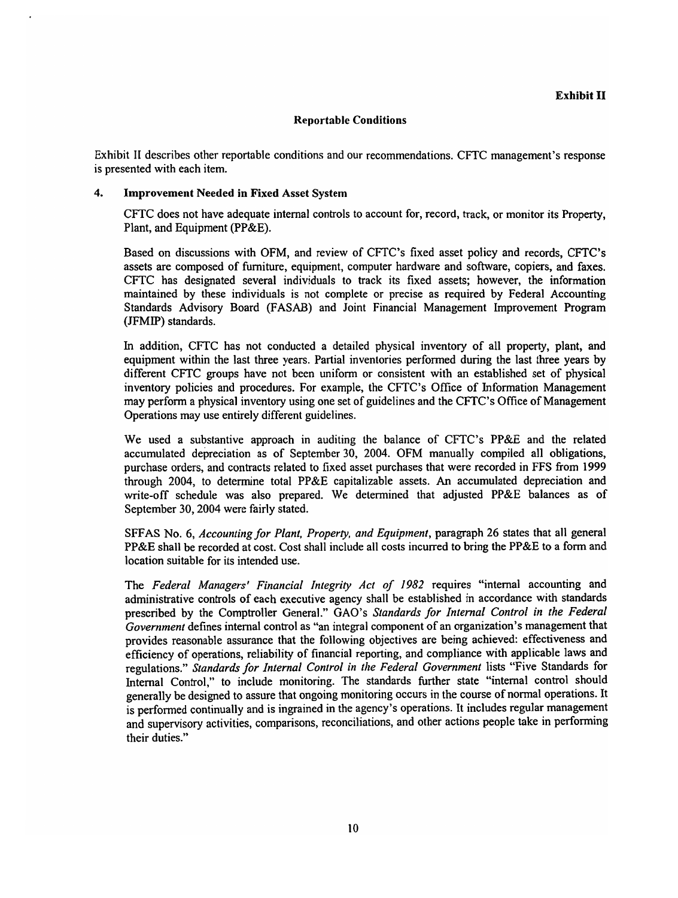**Exhibit II**

**Reportable Conditions**

Exhibit II describes other reportable conditions and our recommendations. CFTC management's response is presented with each item.

**4. Improvement Needed in Fixed Asset System**

CFTC does not have adequate internal controls to account for, record, track, or monitor its Property, Plant, and Equipment (PP&E).

Based on discussions with OFM, and review of CFTC's fixed asset policy and records, CFTC's assets are composed of furniture, equipment, computer hardware and software, copiers, and faxes. CFTC has designated several individuals to track its fixed assets; however, the information maintained by these individuals is not complete or precise as required by Federal Accounting Standards Advisory Board (FASAB) and Joint Financial Management Improvement Program (JFMIP) standards.

In addition, CFTC has not conducted a detailed physical inventory of all property, plant, and equipment within the last three years. Partial inventories performed during the last three years by different CFTC groups have not been uniform or consistent with an established set of physical inventory policies and procedures. For example, the CFTC's Office of Information Management may perform a physical inventory using one set of guidelines and the CFTC's Office of Management Operations may use entirely different guidelines.

We used a substantive approach in auditing the balance of CFTC's PP&E and the related accumulated depreciation as of September 30, 2004. OFM manually compiled all obligations, purchase orders, and contracts related to fixed asset purchases that were recorded in FFS from 1999 through 2004, to determine total PP&E capitalizable assets. An accumulated depreciation and write-off schedule was also prepared. We determined that adjusted PP&E balances as of September 30, 2004 were fairly stated.

SFFAS No. 6, *Accounting for Plant, Property, and Equipment*, paragraph 26 states that all general PP&E shall be recorded at cost. Cost shall include all costs incurred to bring the PP&E to a form and location suitable for its intended use.

The *Federal Managers' Financial Integrity Act of 1982* requires "internal accounting and administrative controls of each executive agency shall be established in accordance with standards prescribed by the Comptroller General." GAO's *Standards for Internal Control in the Federal Government* defines internal control as "an integral component of an organization's management that provides reasonable assurance that the following objectives are being achieved: effectiveness and efficiency of operations, reliability of financial reporting, and compliance with applicable laws and regulations." *Standards for Internal Control in the Federal Government* lists "Five Standards for Internal Control," to include monitoring. The standards further state "internal control should generally be designed to assure that ongoing monitoring occurs in the course of normal operations. It is performed continually and is ingrained in the agency's operations. It includes regular management and supervisory activities, comparisons, reconciliations, and other actions people take in performing their duties."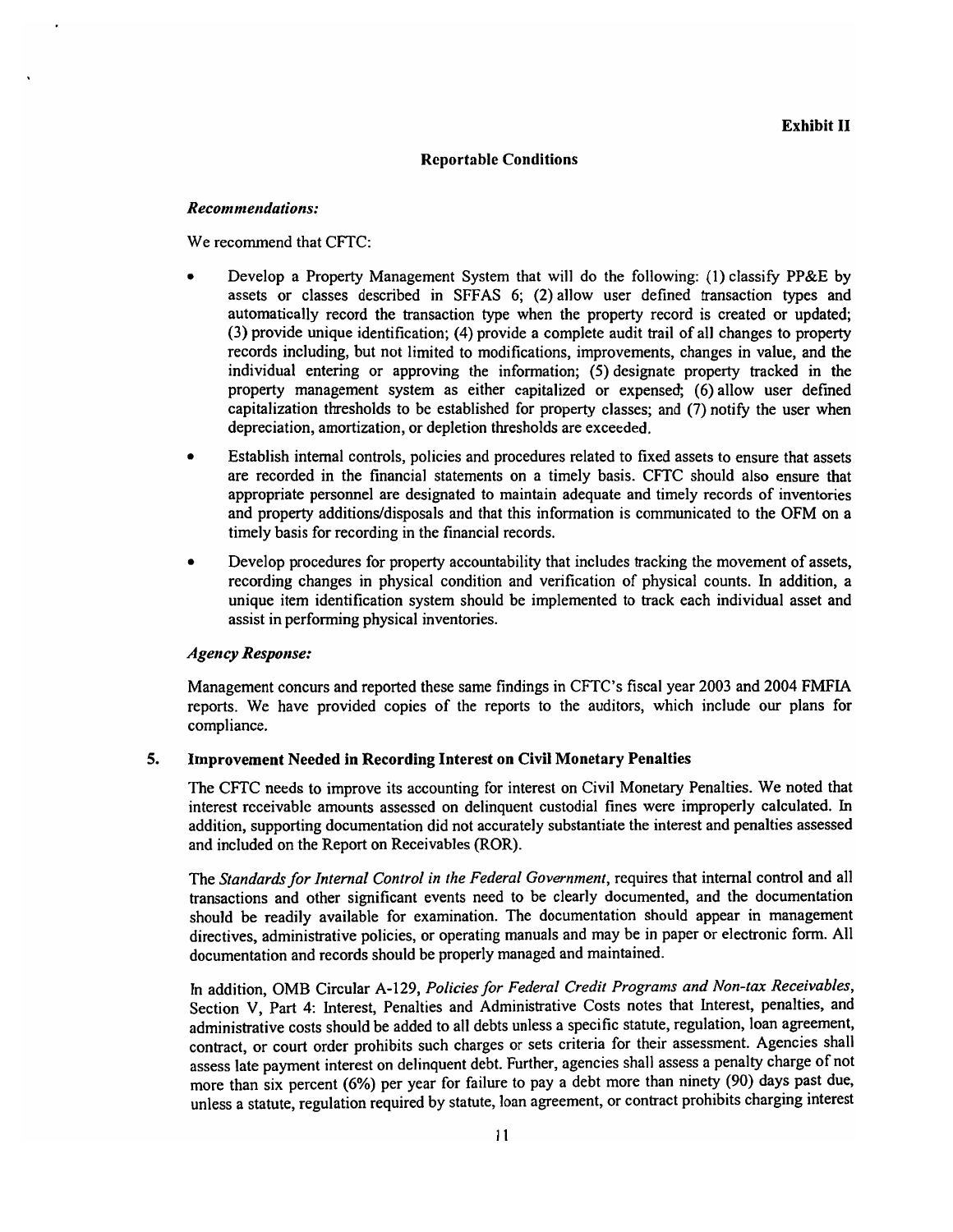**Exhibit II**

**Reportable Conditions**

***Recommendations:***

We recommend that CFTC:

- Develop a Property Management System that will do the following: (1) classify PP&E by assets or classes described in SFFAS 6; (2) allow user defined transaction types and automatically record the transaction type when the property record is created or updated; (3) provide unique identification; (4) provide a complete audit trail of all changes to property records including, but not limited to modifications, improvements, changes in value, and the individual entering or approving the information; (5) designate property tracked in the property management system as either capitalized or expensed; (6) allow user defined capitalization thresholds to be established for property classes; and (7) notify the user when depreciation, amortization, or depletion thresholds are exceeded.
- Establish internal controls, policies and procedures related to fixed assets to ensure that assets are recorded in the financial statements on a timely basis. CFTC should also ensure that appropriate personnel are designated to maintain adequate and timely records of inventories and property additions/disposals and that this information is communicated to the OFM on a timely basis for recording in the financial records.
- Develop procedures for property accountability that includes tracking the movement of assets, recording changes in physical condition and verification of physical counts. In addition, a unique item identification system should be implemented to track each individual asset and assist in performing physical inventories.

***Agency Response:***

Management concurs and reported these same findings in CFTC's fiscal year 2003 and 2004 FMFIA reports. We have provided copies of the reports to the auditors, which include our plans for compliance.

**5. Improvement Needed in Recording Interest on Civil Monetary Penalties**

The CFTC needs to improve its accounting for interest on Civil Monetary Penalties. We noted that interest receivable amounts assessed on delinquent custodial fines were improperly calculated. In addition, supporting documentation did not accurately substantiate the interest and penalties assessed and included on the Report on Receivables (ROR).

The *Standards for Internal Control in the Federal Government*, requires that internal control and all transactions and other significant events need to be clearly documented, and the documentation should be readily available for examination. The documentation should appear in management directives, administrative policies, or operating manuals and may be in paper or electronic form. All documentation and records should be properly managed and maintained.

In addition, OMB Circular A-129, *Policies for Federal Credit Programs and Non-tax Receivables*, Section V, Part 4: Interest, Penalties and Administrative Costs notes that Interest, penalties, and administrative costs should be added to all debts unless a specific statute, regulation, loan agreement, contract, or court order prohibits such charges or sets criteria for their assessment. Agencies shall assess late payment interest on delinquent debt. Further, agencies shall assess a penalty charge of not more than six percent (6%) per year for failure to pay a debt more than ninety (90) days past due, unless a statute, regulation required by statute, loan agreement, or contract prohibits charging interest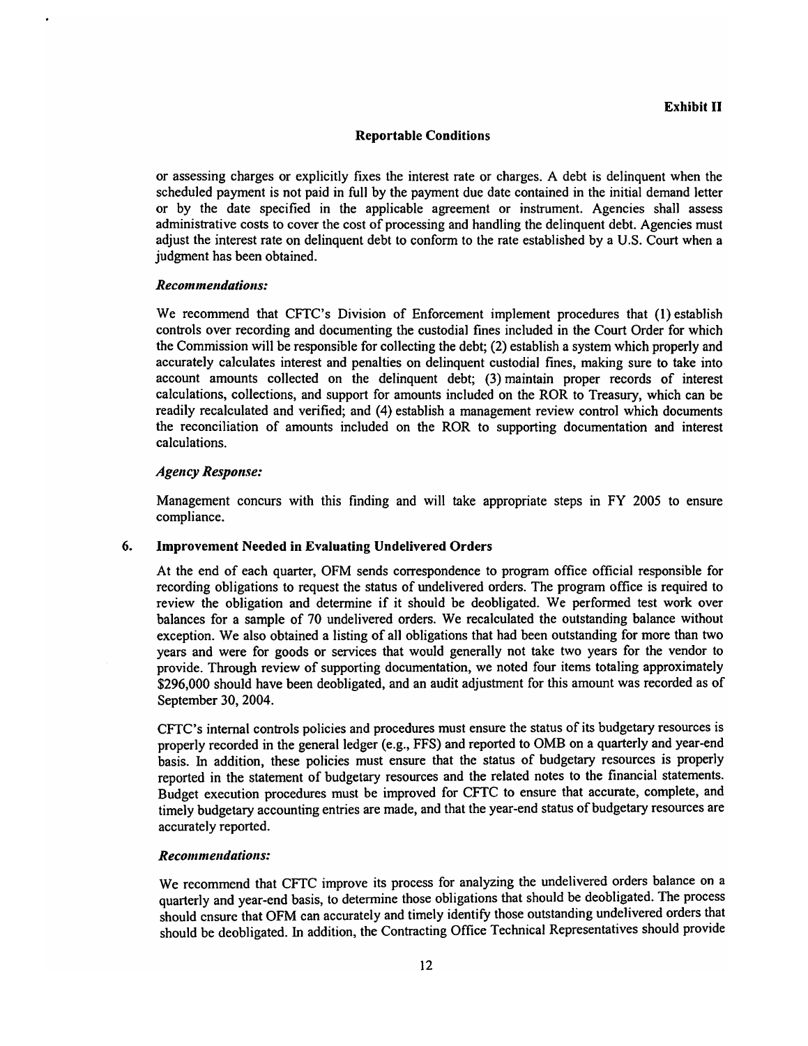**Exhibit II**

**Reportable Conditions**

or assessing charges or explicitly fixes the interest rate or charges. A debt is delinquent when the scheduled payment is not paid in full by the payment due date contained in the initial demand letter or by the date specified in the applicable agreement or instrument. Agencies shall assess administrative costs to cover the cost of processing and handling the delinquent debt. Agencies must adjust the interest rate on delinquent debt to conform to the rate established by a U.S. Court when a judgment has been obtained.

***Recommendations:***

We recommend that CFTC's Division of Enforcement implement procedures that (1) establish controls over recording and documenting the custodial fines included in the Court Order for which the Commission will be responsible for collecting the debt; (2) establish a system which properly and accurately calculates interest and penalties on delinquent custodial fines, making sure to take into account amounts collected on the delinquent debt; (3) maintain proper records of interest calculations, collections, and support for amounts included on the ROR to Treasury, which can be readily recalculated and verified; and (4) establish a management review control which documents the reconciliation of amounts included on the ROR to supporting documentation and interest calculations.

***Agency Response:***

Management concurs with this finding and will take appropriate steps in FY 2005 to ensure compliance.

## 6. Improvement Needed in Evaluating Undelivered Orders

At the end of each quarter, OFM sends correspondence to program office official responsible for recording obligations to request the status of undelivered orders. The program office is required to review the obligation and determine if it should be deobligated. We performed test work over balances for a sample of 70 undelivered orders. We recalculated the outstanding balance without exception. We also obtained a listing of all obligations that had been outstanding for more than two years and were for goods or services that would generally not take two years for the vendor to provide. Through review of supporting documentation, we noted four items totaling approximately \$296,000 should have been deobligated, and an audit adjustment for this amount was recorded as of September 30, 2004.

CFTC's internal controls policies and procedures must ensure the status of its budgetary resources is properly recorded in the general ledger (e.g., FFS) and reported to OMB on a quarterly and year-end basis. In addition, these policies must ensure that the status of budgetary resources is properly reported in the statement of budgetary resources and the related notes to the financial statements. Budget execution procedures must be improved for CFTC to ensure that accurate, complete, and timely budgetary accounting entries are made, and that the year-end status of budgetary resources are accurately reported.

***Recommendations:***

We recommend that CFTC improve its process for analyzing the undelivered orders balance on a quarterly and year-end basis, to determine those obligations that should be deobligated. The process should ensure that OFM can accurately and timely identify those outstanding undelivered orders that should be deobligated. In addition, the Contracting Office Technical Representatives should provide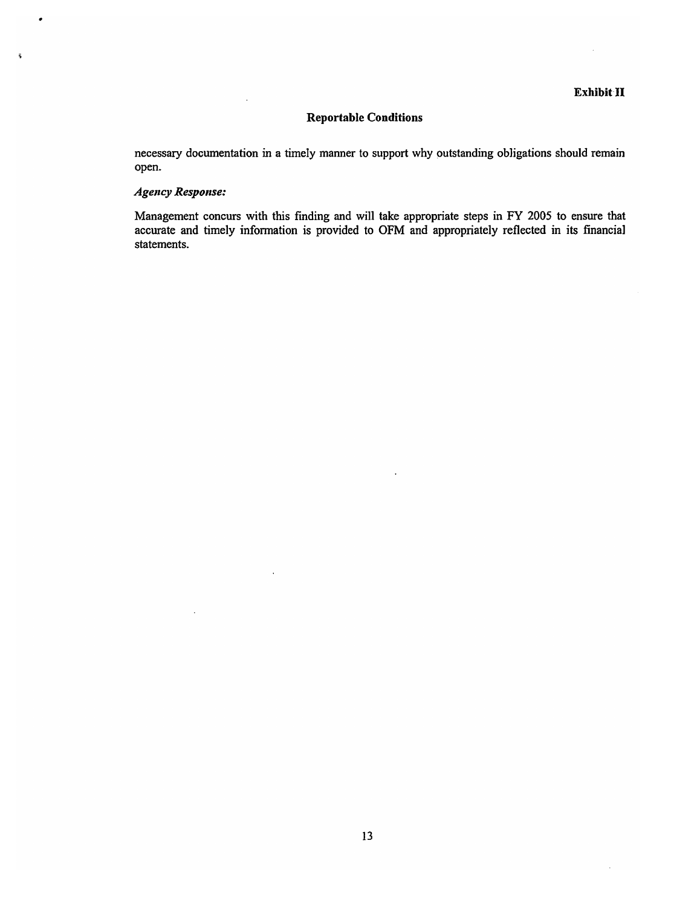Exhibit II

## Reportable Conditions

necessary documentation in a timely manner to support why outstanding obligations should remain open.

***Agency Response:***

Management concurs with this finding and will take appropriate steps in FY 2005 to ensure that accurate and timely information is provided to OFM and appropriately reflected in its financial statements.